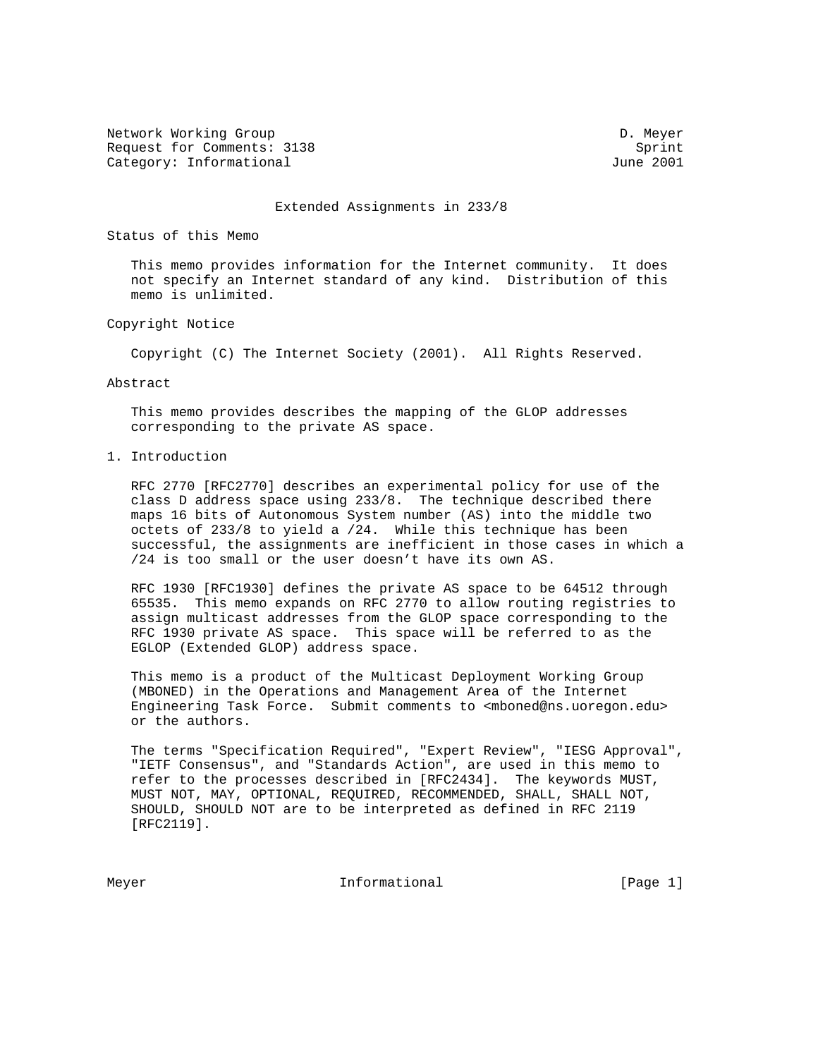Network Working Group D. Meyer
Request for Comments: 3138 Sprint
Category: Informational June 2001

# Extended Assignments in 233/8

## Status of this Memo

This memo provides information for the Internet community. It does not specify an Internet standard of any kind. Distribution of this memo is unlimited.

## Copyright Notice

Copyright (C) The Internet Society (2001). All Rights Reserved.

## Abstract

This memo provides describes the mapping of the GLOP addresses corresponding to the private AS space.

## 1. Introduction

RFC 2770 [RFC2770] describes an experimental policy for use of the class D address space using 233/8. The technique described there maps 16 bits of Autonomous System number (AS) into the middle two octets of 233/8 to yield a /24. While this technique has been successful, the assignments are inefficient in those cases in which a /24 is too small or the user doesn't have its own AS.

RFC 1930 [RFC1930] defines the private AS space to be 64512 through 65535. This memo expands on RFC 2770 to allow routing registries to assign multicast addresses from the GLOP space corresponding to the RFC 1930 private AS space. This space will be referred to as the EGLOP (Extended GLOP) address space.

This memo is a product of the Multicast Deployment Working Group (MBONED) in the Operations and Management Area of the Internet Engineering Task Force. Submit comments to <mboned@ns.uoregon.edu> or the authors.

The terms "Specification Required", "Expert Review", "IESG Approval", "IETF Consensus", and "Standards Action", are used in this memo to refer to the processes described in [RFC2434]. The keywords MUST, MUST NOT, MAY, OPTIONAL, REQUIRED, RECOMMENDED, SHALL, SHALL NOT, SHOULD, SHOULD NOT are to be interpreted as defined in RFC 2119 [RFC2119].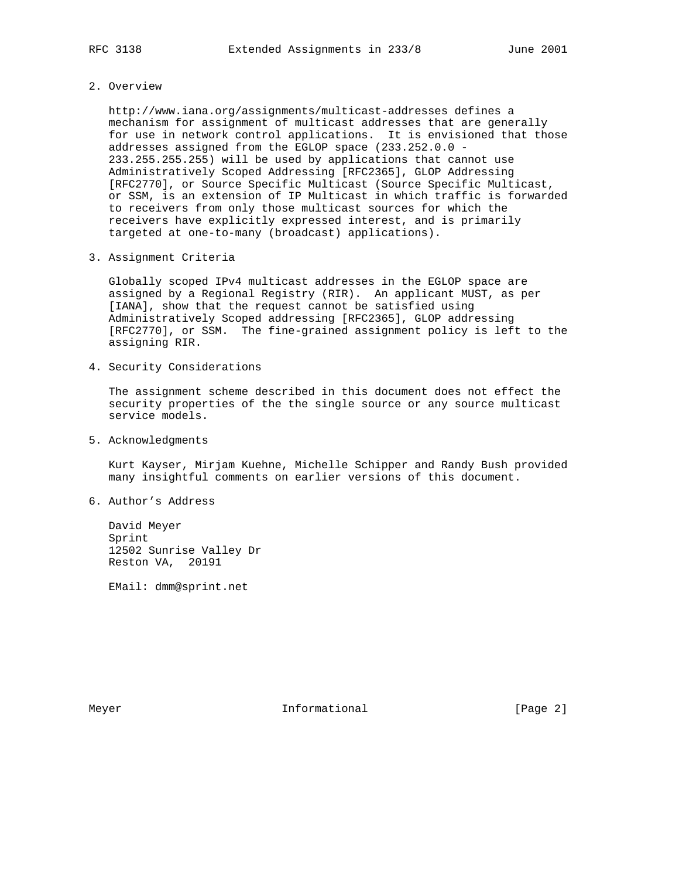## 2. Overview

http://www.iana.org/assignments/multicast-addresses defines a mechanism for assignment of multicast addresses that are generally for use in network control applications. It is envisioned that those addresses assigned from the EGLOP space (233.252.0.0 - 233.255.255.255) will be used by applications that cannot use Administratively Scoped Addressing [RFC2365], GLOP Addressing [RFC2770], or Source Specific Multicast (Source Specific Multicast, or SSM, is an extension of IP Multicast in which traffic is forwarded to receivers from only those multicast sources for which the receivers have explicitly expressed interest, and is primarily targeted at one-to-many (broadcast) applications).

## 3. Assignment Criteria

Globally scoped IPv4 multicast addresses in the EGLOP space are assigned by a Regional Registry (RIR). An applicant MUST, as per [IANA], show that the request cannot be satisfied using Administratively Scoped addressing [RFC2365], GLOP addressing [RFC2770], or SSM. The fine-grained assignment policy is left to the assigning RIR.

## 4. Security Considerations

The assignment scheme described in this document does not effect the security properties of the the single source or any source multicast service models.

## 5. Acknowledgments

Kurt Kayser, Mirjam Kuehne, Michelle Schipper and Randy Bush provided many insightful comments on earlier versions of this document.

## 6. Author's Address

David Meyer
Sprint
12502 Sunrise Valley Dr
Reston VA, 20191

EMail: dmm@sprint.net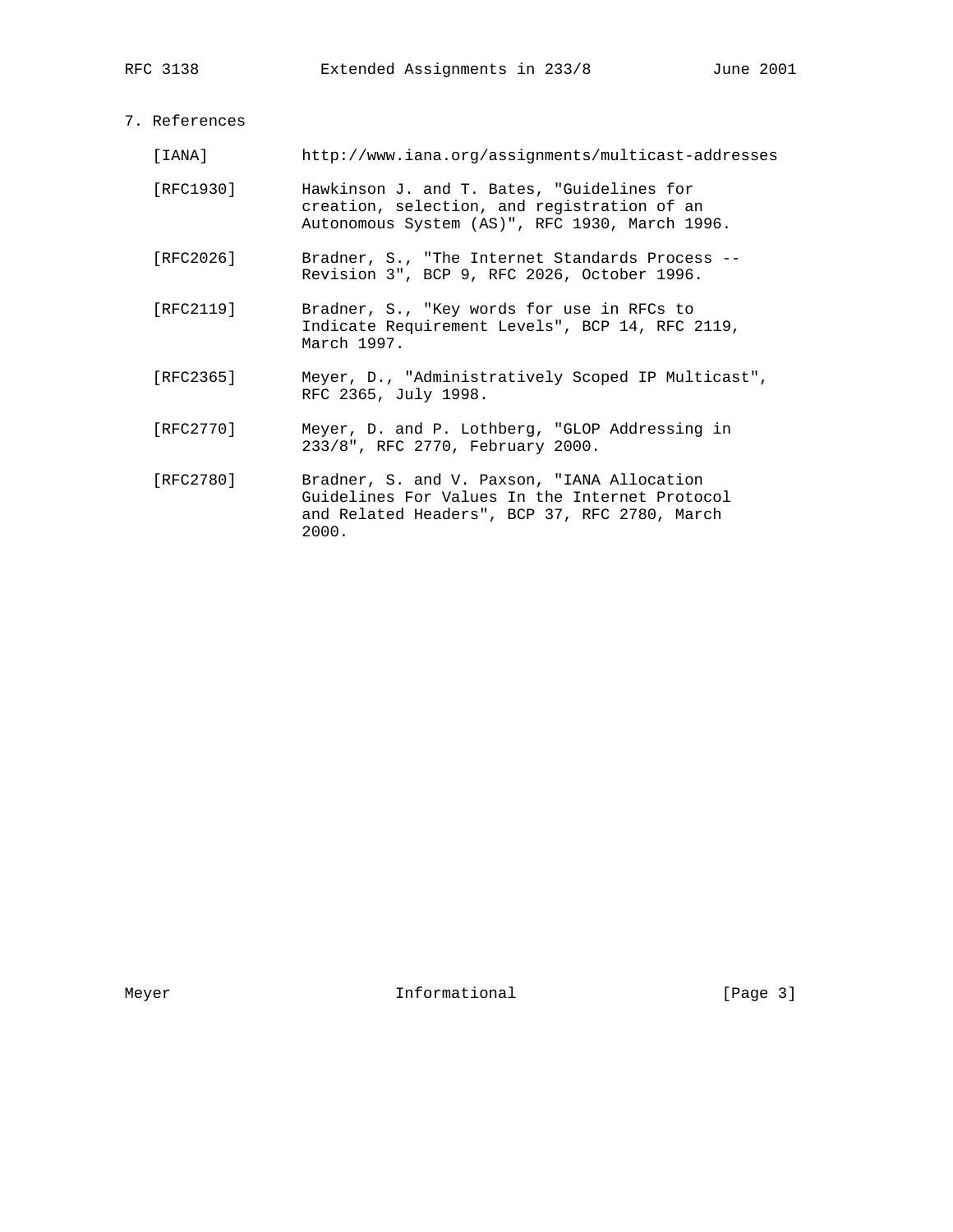## 7. References

[IANA] http://www.iana.org/assignments/multicast-addresses

[RFC1930] Hawkinson J. and T. Bates, "Guidelines for creation, selection, and registration of an Autonomous System (AS)", RFC 1930, March 1996.

[RFC2026] Bradner, S., "The Internet Standards Process -- Revision 3", BCP 9, RFC 2026, October 1996.

[RFC2119] Bradner, S., "Key words for use in RFCs to Indicate Requirement Levels", BCP 14, RFC 2119, March 1997.

[RFC2365] Meyer, D., "Administratively Scoped IP Multicast", RFC 2365, July 1998.

[RFC2770] Meyer, D. and P. Lothberg, "GLOP Addressing in 233/8", RFC 2770, February 2000.

[RFC2780] Bradner, S. and V. Paxson, "IANA Allocation Guidelines For Values In the Internet Protocol and Related Headers", BCP 37, RFC 2780, March 2000.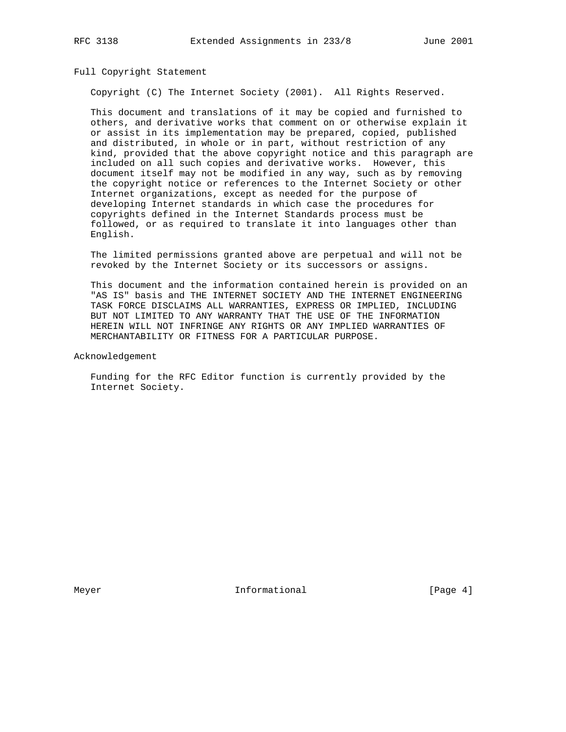## Full Copyright Statement

Copyright (C) The Internet Society (2001). All Rights Reserved.

This document and translations of it may be copied and furnished to others, and derivative works that comment on or otherwise explain it or assist in its implementation may be prepared, copied, published and distributed, in whole or in part, without restriction of any kind, provided that the above copyright notice and this paragraph are included on all such copies and derivative works. However, this document itself may not be modified in any way, such as by removing the copyright notice or references to the Internet Society or other Internet organizations, except as needed for the purpose of developing Internet standards in which case the procedures for copyrights defined in the Internet Standards process must be followed, or as required to translate it into languages other than English.

The limited permissions granted above are perpetual and will not be revoked by the Internet Society or its successors or assigns.

This document and the information contained herein is provided on an "AS IS" basis and THE INTERNET SOCIETY AND THE INTERNET ENGINEERING TASK FORCE DISCLAIMS ALL WARRANTIES, EXPRESS OR IMPLIED, INCLUDING BUT NOT LIMITED TO ANY WARRANTY THAT THE USE OF THE INFORMATION HEREIN WILL NOT INFRINGE ANY RIGHTS OR ANY IMPLIED WARRANTIES OF MERCHANTABILITY OR FITNESS FOR A PARTICULAR PURPOSE.

## Acknowledgement

Funding for the RFC Editor function is currently provided by the Internet Society.